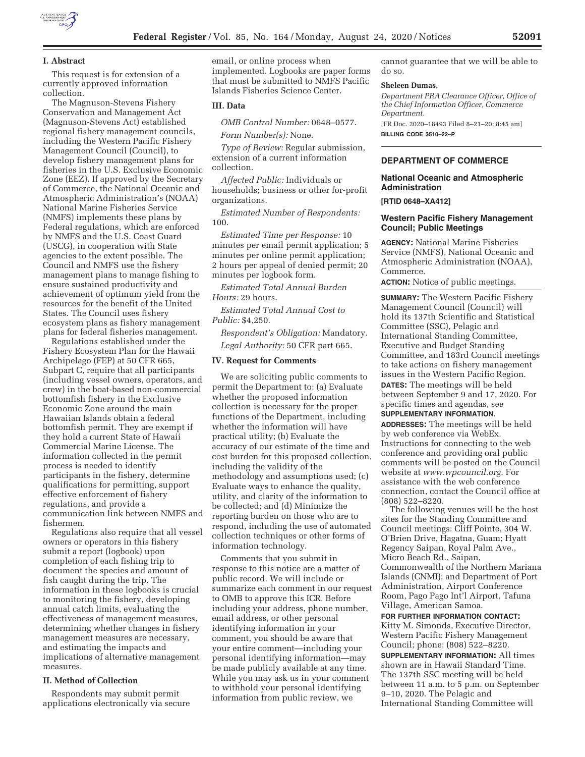## I. Abstract

This request is for extension of a currently approved information collection.

The Magnuson-Stevens Fishery Conservation and Management Act (Magnuson-Stevens Act) established regional fishery management councils, including the Western Pacific Fishery Management Council (Council), to develop fishery management plans for fisheries in the U.S. Exclusive Economic Zone (EEZ). If approved by the Secretary of Commerce, the National Oceanic and Atmospheric Administration's (NOAA) National Marine Fisheries Service (NMFS) implements these plans by Federal regulations, which are enforced by NMFS and the U.S. Coast Guard (USCG), in cooperation with State agencies to the extent possible. The Council and NMFS use the fishery management plans to manage fishing to ensure sustained productivity and achievement of optimum yield from the resources for the benefit of the United States. The Council uses fishery ecosystem plans as fishery management plans for federal fisheries management.

Regulations established under the Fishery Ecosystem Plan for the Hawaii Archipelago (FEP) at 50 CFR 665, Subpart C, require that all participants (including vessel owners, operators, and crew) in the boat-based non-commercial bottomfish fishery in the Exclusive Economic Zone around the main Hawaiian Islands obtain a federal bottomfish permit. They are exempt if they hold a current State of Hawaii Commercial Marine License. The information collected in the permit process is needed to identify participants in the fishery, determine qualifications for permitting, support effective enforcement of fishery regulations, and provide a communication link between NMFS and fishermen.

Regulations also require that all vessel owners or operators in this fishery submit a report (logbook) upon completion of each fishing trip to document the species and amount of fish caught during the trip. The information in these logbooks is crucial to monitoring the fishery, developing annual catch limits, evaluating the effectiveness of management measures, determining whether changes in fishery management measures are necessary, and estimating the impacts and implications of alternative management measures.

## II. Method of Collection

Respondents may submit permit applications electronically via secure email, or online process when implemented. Logbooks are paper forms that must be submitted to NMFS Pacific Islands Fisheries Science Center.

## III. Data

*OMB Control Number:* 0648–0577.

*Form Number(s):* None.

*Type of Review:* Regular submission, extension of a current information collection.

*Affected Public:* Individuals or households; business or other for-profit organizations.

*Estimated Number of Respondents:* 100.

*Estimated Time per Response:* 10 minutes per email permit application; 5 minutes per online permit application; 2 hours per appeal of denied permit; 20 minutes per logbook form.

*Estimated Total Annual Burden Hours:* 29 hours.

*Estimated Total Annual Cost to Public:* $4,250.

*Respondent's Obligation:* Mandatory.

*Legal Authority:* 50 CFR part 665.

## IV. Request for Comments

We are soliciting public comments to permit the Department to: (a) Evaluate whether the proposed information collection is necessary for the proper functions of the Department, including whether the information will have practical utility; (b) Evaluate the accuracy of our estimate of the time and cost burden for this proposed collection, including the validity of the methodology and assumptions used; (c) Evaluate ways to enhance the quality, utility, and clarity of the information to be collected; and (d) Minimize the reporting burden on those who are to respond, including the use of automated collection techniques or other forms of information technology.

Comments that you submit in response to this notice are a matter of public record. We will include or summarize each comment in our request to OMB to approve this ICR. Before including your address, phone number, email address, or other personal identifying information in your comment, you should be aware that your entire comment—including your personal identifying information—may be made publicly available at any time. While you may ask us in your comment to withhold your personal identifying information from public review, we cannot guarantee that we will be able to do so.

**Sheleen Dumas,**

*Department PRA Clearance Officer, Office of the Chief Information Officer, Commerce Department.*

[FR Doc. 2020–18493 Filed 8–21–20; 8:45 am]

**BILLING CODE 3510–22–P**

---

# DEPARTMENT OF COMMERCE

## National Oceanic and Atmospheric Administration

**[RTID 0648–XA412]**

## Western Pacific Fishery Management Council; Public Meetings

**AGENCY:** National Marine Fisheries Service (NMFS), National Oceanic and Atmospheric Administration (NOAA), Commerce.

**ACTION:** Notice of public meetings.

**SUMMARY:** The Western Pacific Fishery Management Council (Council) will hold its 137th Scientific and Statistical Committee (SSC), Pelagic and International Standing Committee, Executive and Budget Standing Committee, and 183rd Council meetings to take actions on fishery management issues in the Western Pacific Region.

**DATES:** The meetings will be held between September 9 and 17, 2020. For specific times and agendas, see **SUPPLEMENTARY INFORMATION**.

**ADDRESSES:** The meetings will be held by web conference via WebEx. Instructions for connecting to the web conference and providing oral public comments will be posted on the Council website at *www.wpcouncil.org.* For assistance with the web conference connection, contact the Council office at (808) 522–8220.

The following venues will be the host sites for the Standing Committee and Council meetings: Cliff Pointe, 304 W. O'Brien Drive, Hagatna, Guam; Hyatt Regency Saipan, Royal Palm Ave., Micro Beach Rd., Saipan, Commonwealth of the Northern Mariana Islands (CNMI); and Department of Port Administration, Airport Conference Room, Pago Pago Int'l Airport, Tafuna Village, American Samoa.

**FOR FURTHER INFORMATION CONTACT:** Kitty M. Simonds, Executive Director, Western Pacific Fishery Management Council; phone: (808) 522–8220.

**SUPPLEMENTARY INFORMATION:** All times shown are in Hawaii Standard Time. The 137th SSC meeting will be held between 11 a.m. to 5 p.m. on September 9–10, 2020. The Pelagic and International Standing Committee will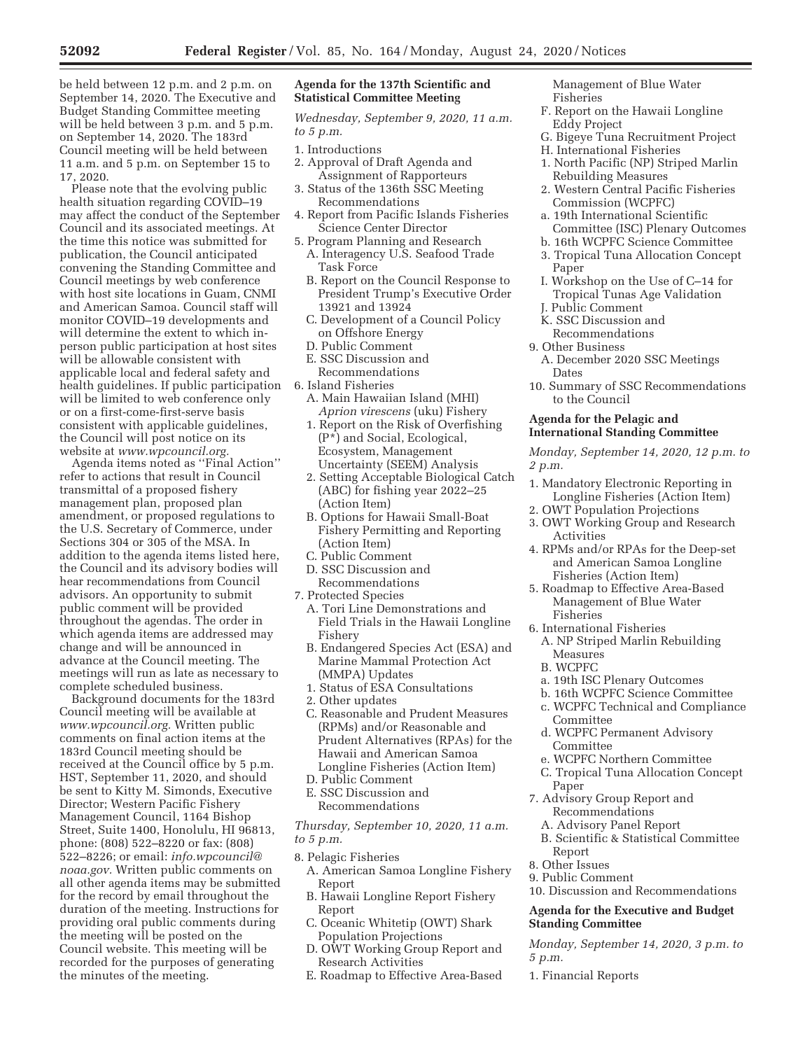be held between 12 p.m. and 2 p.m. on September 14, 2020. The Executive and Budget Standing Committee meeting will be held between 3 p.m. and 5 p.m. on September 14, 2020. The 183rd Council meeting will be held between 11 a.m. and 5 p.m. on September 15 to 17, 2020.

Please note that the evolving public health situation regarding COVID–19 may affect the conduct of the September Council and its associated meetings. At the time this notice was submitted for publication, the Council anticipated convening the Standing Committee and Council meetings by web conference with host site locations in Guam, CNMI and American Samoa. Council staff will monitor COVID–19 developments and will determine the extent to which in-person public participation at host sites will be allowable consistent with applicable local and federal safety and health guidelines. If public participation will be limited to web conference only or on a first-come-first-serve basis consistent with applicable guidelines, the Council will post notice on its website at *www.wpcouncil.org.*

Agenda items noted as ''Final Action'' refer to actions that result in Council transmittal of a proposed fishery management plan, proposed plan amendment, or proposed regulations to the U.S. Secretary of Commerce, under Sections 304 or 305 of the MSA. In addition to the agenda items listed here, the Council and its advisory bodies will hear recommendations from Council advisors. An opportunity to submit public comment will be provided throughout the agendas. The order in which agenda items are addressed may change and will be announced in advance at the Council meeting. The meetings will run as late as necessary to complete scheduled business.

Background documents for the 183rd Council meeting will be available at *www.wpcouncil.org.* Written public comments on final action items at the 183rd Council meeting should be received at the Council office by 5 p.m. HST, September 11, 2020, and should be sent to Kitty M. Simonds, Executive Director; Western Pacific Fishery Management Council, 1164 Bishop Street, Suite 1400, Honolulu, HI 96813, phone: (808) 522–8220 or fax: (808) 522–8226; or email: *info.wpcouncil@noaa.gov.* Written public comments on all other agenda items may be submitted for the record by email throughout the duration of the meeting. Instructions for providing oral public comments during the meeting will be posted on the Council website. This meeting will be recorded for the purposes of generating the minutes of the meeting.

**Agenda for the 137th Scientific and Statistical Committee Meeting**

*Wednesday, September 9, 2020, 11 a.m. to 5 p.m.*

1. Introductions
2. Approval of Draft Agenda and Assignment of Rapporteurs
3. Status of the 136th SSC Meeting Recommendations
4. Report from Pacific Islands Fisheries Science Center Director
5. Program Planning and Research
   A. Interagency U.S. Seafood Trade Task Force
   B. Report on the Council Response to President Trump's Executive Order 13921 and 13924
   C. Development of a Council Policy on Offshore Energy
   D. Public Comment
   E. SSC Discussion and Recommendations
6. Island Fisheries
   A. Main Hawaiian Island (MHI) *Aprion virescens* (uku) Fishery
   1. Report on the Risk of Overfishing (P*) and Social, Ecological, Ecosystem, Management Uncertainty (SEEM) Analysis
   2. Setting Acceptable Biological Catch (ABC) for fishing year 2022–25 (Action Item)
   B. Options for Hawaii Small-Boat Fishery Permitting and Reporting (Action Item)
   C. Public Comment
   D. SSC Discussion and Recommendations
7. Protected Species
   A. Tori Line Demonstrations and Field Trials in the Hawaii Longline Fishery
   B. Endangered Species Act (ESA) and Marine Mammal Protection Act (MMPA) Updates
   1. Status of ESA Consultations
   2. Other updates
   C. Reasonable and Prudent Measures (RPMs) and/or Reasonable and Prudent Alternatives (RPAs) for the Hawaii and American Samoa Longline Fisheries (Action Item)
   D. Public Comment
   E. SSC Discussion and Recommendations

*Thursday, September 10, 2020, 11 a.m. to 5 p.m.*

8. Pelagic Fisheries
   A. American Samoa Longline Fishery Report
   B. Hawaii Longline Report Fishery Report
   C. Oceanic Whitetip (OWT) Shark Population Projections
   D. OWT Working Group Report and Research Activities
   E. Roadmap to Effective Area-Based Management of Blue Water Fisheries
   F. Report on the Hawaii Longline Eddy Project
   G. Bigeye Tuna Recruitment Project
   H. International Fisheries
   1. North Pacific (NP) Striped Marlin Rebuilding Measures
   2. Western Central Pacific Fisheries Commission (WCPFC)
   a. 19th International Scientific Committee (ISC) Plenary Outcomes
   b. 16th WCPFC Science Committee
   3. Tropical Tuna Allocation Concept Paper
   I. Workshop on the Use of C–14 for Tropical Tunas Age Validation
   J. Public Comment
   K. SSC Discussion and Recommendations
9. Other Business
   A. December 2020 SSC Meetings Dates
10. Summary of SSC Recommendations to the Council

**Agenda for the Pelagic and International Standing Committee**

*Monday, September 14, 2020, 12 p.m. to 2 p.m.*

1. Mandatory Electronic Reporting in Longline Fisheries (Action Item)
2. OWT Population Projections
3. OWT Working Group and Research Activities
4. RPMs and/or RPAs for the Deep-set and American Samoa Longline Fisheries (Action Item)
5. Roadmap to Effective Area-Based Management of Blue Water Fisheries
6. International Fisheries
   A. NP Striped Marlin Rebuilding Measures
   B. WCPFC
   a. 19th ISC Plenary Outcomes
   b. 16th WCPFC Science Committee
   c. WCPFC Technical and Compliance Committee
   d. WCPFC Permanent Advisory Committee
   e. WCPFC Northern Committee
   C. Tropical Tuna Allocation Concept Paper
7. Advisory Group Report and Recommendations
   A. Advisory Panel Report
   B. Scientific & Statistical Committee Report
8. Other Issues
9. Public Comment
10. Discussion and Recommendations

**Agenda for the Executive and Budget Standing Committee**

*Monday, September 14, 2020, 3 p.m. to 5 p.m.*

1. Financial Reports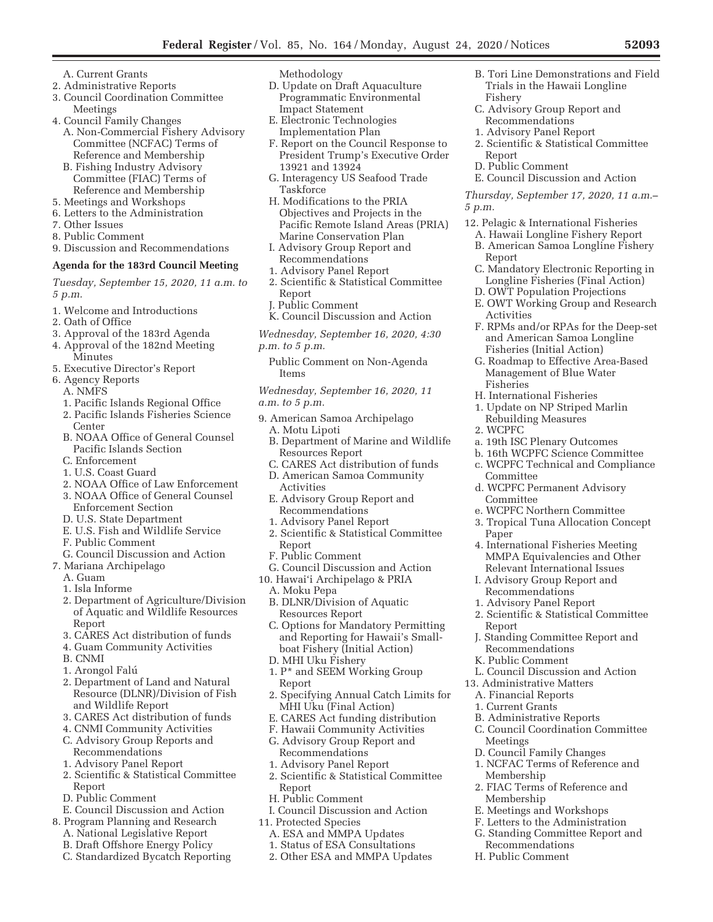A. Current Grants
2. Administrative Reports
3. Council Coordination Committee Meetings
4. Council Family Changes
   A. Non-Commercial Fishery Advisory Committee (NCFAC) Terms of Reference and Membership
   B. Fishing Industry Advisory Committee (FIAC) Terms of Reference and Membership
5. Meetings and Workshops
6. Letters to the Administration
7. Other Issues
8. Public Comment
9. Discussion and Recommendations

**Agenda for the 183rd Council Meeting**

*Tuesday, September 15, 2020, 11 a.m. to 5 p.m.*

1. Welcome and Introductions
2. Oath of Office
3. Approval of the 183rd Agenda
4. Approval of the 182nd Meeting Minutes
5. Executive Director's Report
6. Agency Reports
   A. NMFS
   1. Pacific Islands Regional Office
   2. Pacific Islands Fisheries Science Center
   B. NOAA Office of General Counsel Pacific Islands Section
   C. Enforcement
   1. U.S. Coast Guard
   2. NOAA Office of Law Enforcement
   3. NOAA Office of General Counsel Enforcement Section
   D. U.S. State Department
   E. U.S. Fish and Wildlife Service
   F. Public Comment
   G. Council Discussion and Action
7. Mariana Archipelago
   A. Guam
   1. Isla Informe
   2. Department of Agriculture/Division of Aquatic and Wildlife Resources Report
   3. CARES Act distribution of funds
   4. Guam Community Activities
   B. CNMI
   1. Arongol Falú
   2. Department of Land and Natural Resource (DLNR)/Division of Fish and Wildlife Report
   3. CARES Act distribution of funds
   4. CNMI Community Activities
   C. Advisory Group Reports and Recommendations
   1. Advisory Panel Report
   2. Scientific & Statistical Committee Report
   D. Public Comment
   E. Council Discussion and Action
8. Program Planning and Research
   A. National Legislative Report
   B. Draft Offshore Energy Policy
   C. Standardized Bycatch Reporting Methodology
   D. Update on Draft Aquaculture Programmatic Environmental Impact Statement
   E. Electronic Technologies Implementation Plan
   F. Report on the Council Response to President Trump's Executive Order 13921 and 13924
   G. Interagency US Seafood Trade Taskforce
   H. Modifications to the PRIA Objectives and Projects in the Pacific Remote Island Areas (PRIA) Marine Conservation Plan
   I. Advisory Group Report and Recommendations
   1. Advisory Panel Report
   2. Scientific & Statistical Committee Report
   J. Public Comment
   K. Council Discussion and Action

*Wednesday, September 16, 2020, 4:30 p.m. to 5 p.m.*

Public Comment on Non-Agenda Items

*Wednesday, September 16, 2020, 11 a.m. to 5 p.m.*

9. American Samoa Archipelago
   A. Motu Lipoti
   B. Department of Marine and Wildlife Resources Report
   C. CARES Act distribution of funds
   D. American Samoa Community Activities
   E. Advisory Group Report and Recommendations
   1. Advisory Panel Report
   2. Scientific & Statistical Committee Report
   F. Public Comment
   G. Council Discussion and Action
10. Hawai'i Archipelago & PRIA
   A. Moku Pepa
   B. DLNR/Division of Aquatic Resources Report
   C. Options for Mandatory Permitting and Reporting for Hawaii's Small-boat Fishery (Initial Action)
   D. MHI Uku Fishery
   1. P* and SEEM Working Group Report
   2. Specifying Annual Catch Limits for MHI Uku (Final Action)
   E. CARES Act funding distribution
   F. Hawaii Community Activities
   G. Advisory Group Report and Recommendations
   1. Advisory Panel Report
   2. Scientific & Statistical Committee Report
   H. Public Comment
   I. Council Discussion and Action
11. Protected Species
   A. ESA and MMPA Updates
   1. Status of ESA Consultations
   2. Other ESA and MMPA Updates
   B. Tori Line Demonstrations and Field Trials in the Hawaii Longline Fishery
   C. Advisory Group Report and Recommendations
   1. Advisory Panel Report
   2. Scientific & Statistical Committee Report
   D. Public Comment
   E. Council Discussion and Action

*Thursday, September 17, 2020, 11 a.m.–5 p.m.*

12. Pelagic & International Fisheries
   A. Hawaii Longline Fishery Report
   B. American Samoa Longline Fishery Report
   C. Mandatory Electronic Reporting in Longline Fisheries (Final Action)
   D. OWT Population Projections
   E. OWT Working Group and Research Activities
   F. RPMs and/or RPAs for the Deep-set and American Samoa Longline Fisheries (Initial Action)
   G. Roadmap to Effective Area-Based Management of Blue Water Fisheries
   H. International Fisheries
   1. Update on NP Striped Marlin Rebuilding Measures
   2. WCPFC
   a. 19th ISC Plenary Outcomes
   b. 16th WCPFC Science Committee
   c. WCPFC Technical and Compliance Committee
   d. WCPFC Permanent Advisory Committee
   e. WCPFC Northern Committee
   3. Tropical Tuna Allocation Concept Paper
   4. International Fisheries Meeting MMPA Equivalencies and Other Relevant International Issues
   I. Advisory Group Report and Recommendations
   1. Advisory Panel Report
   2. Scientific & Statistical Committee Report
   J. Standing Committee Report and Recommendations
   K. Public Comment
   L. Council Discussion and Action
13. Administrative Matters
   A. Financial Reports
   1. Current Grants
   B. Administrative Reports
   C. Council Coordination Committee Meetings
   D. Council Family Changes
   1. NCFAC Terms of Reference and Membership
   2. FIAC Terms of Reference and Membership
   E. Meetings and Workshops
   F. Letters to the Administration
   G. Standing Committee Report and Recommendations
   H. Public Comment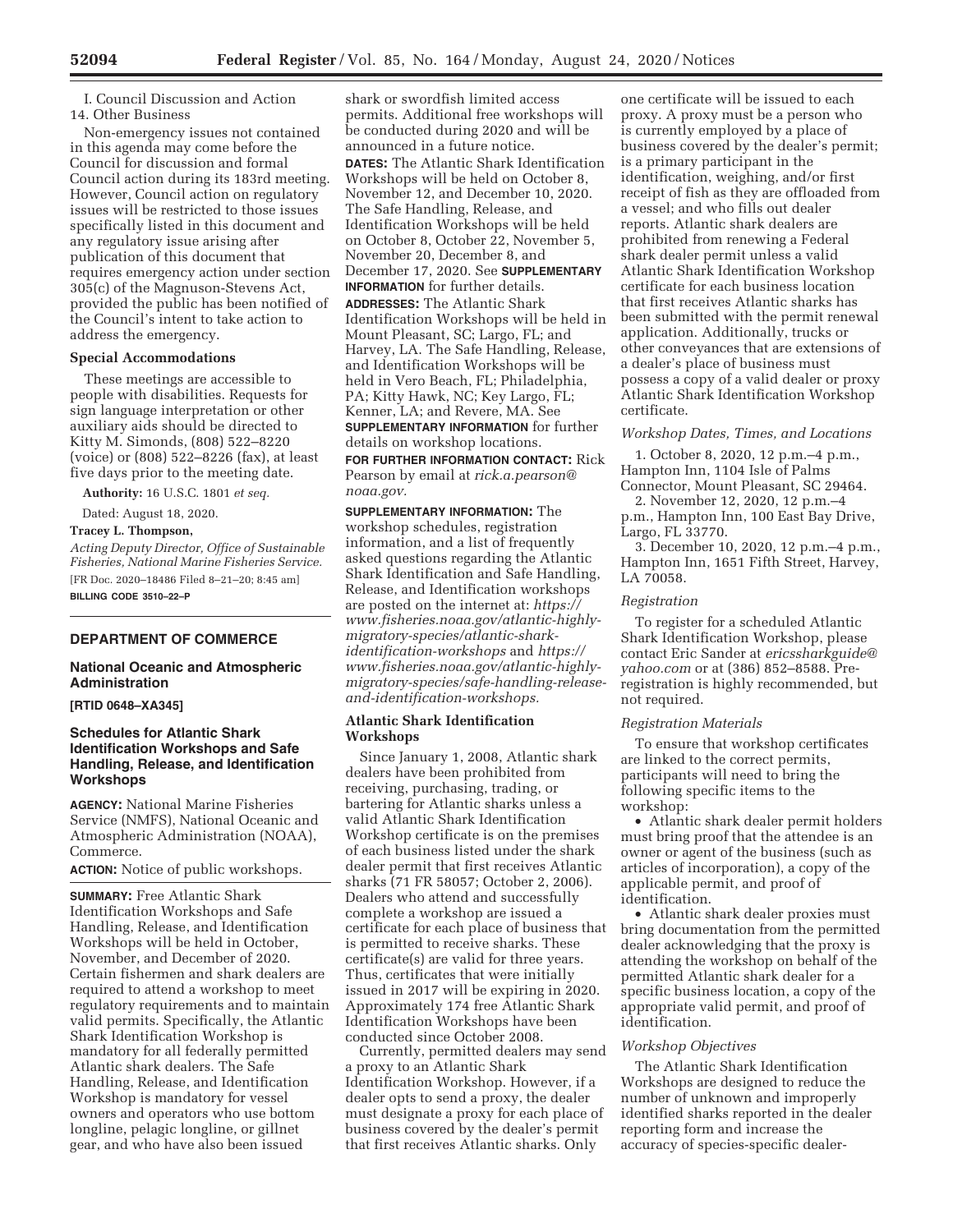I. Council Discussion and Action

14. Other Business

Non-emergency issues not contained in this agenda may come before the Council for discussion and formal Council action during its 183rd meeting. However, Council action on regulatory issues will be restricted to those issues specifically listed in this document and any regulatory issue arising after publication of this document that requires emergency action under section 305(c) of the Magnuson-Stevens Act, provided the public has been notified of the Council's intent to take action to address the emergency.

### Special Accommodations

These meetings are accessible to people with disabilities. Requests for sign language interpretation or other auxiliary aids should be directed to Kitty M. Simonds, (808) 522–8220 (voice) or (808) 522–8226 (fax), at least five days prior to the meeting date.

**Authority:** 16 U.S.C. 1801 *et seq.*

Dated: August 18, 2020.

**Tracey L. Thompson,**

*Acting Deputy Director, Office of Sustainable Fisheries, National Marine Fisheries Service.*

[FR Doc. 2020–18486 Filed 8–21–20; 8:45 am]

**BILLING CODE 3510–22–P**

## DEPARTMENT OF COMMERCE

### National Oceanic and Atmospheric Administration

**[RTID 0648–XA345]**

### Schedules for Atlantic Shark Identification Workshops and Safe Handling, Release, and Identification Workshops

**AGENCY:** National Marine Fisheries Service (NMFS), National Oceanic and Atmospheric Administration (NOAA), Commerce.

**ACTION:** Notice of public workshops.

**SUMMARY:** Free Atlantic Shark Identification Workshops and Safe Handling, Release, and Identification Workshops will be held in October, November, and December of 2020. Certain fishermen and shark dealers are required to attend a workshop to meet regulatory requirements and to maintain valid permits. Specifically, the Atlantic Shark Identification Workshop is mandatory for all federally permitted Atlantic shark dealers. The Safe Handling, Release, and Identification Workshop is mandatory for vessel owners and operators who use bottom longline, pelagic longline, or gillnet gear, and who have also been issued shark or swordfish limited access permits. Additional free workshops will be conducted during 2020 and will be announced in a future notice.

**DATES:** The Atlantic Shark Identification Workshops will be held on October 8, November 12, and December 10, 2020. The Safe Handling, Release, and Identification Workshops will be held on October 8, October 22, November 5, November 20, December 8, and December 17, 2020. See **SUPPLEMENTARY INFORMATION** for further details.

**ADDRESSES:** The Atlantic Shark Identification Workshops will be held in Mount Pleasant, SC; Largo, FL; and Harvey, LA. The Safe Handling, Release, and Identification Workshops will be held in Vero Beach, FL; Philadelphia, PA; Kitty Hawk, NC; Key Largo, FL; Kenner, LA; and Revere, MA. See **SUPPLEMENTARY INFORMATION** for further details on workshop locations.

**FOR FURTHER INFORMATION CONTACT:** Rick Pearson by email at *rick.a.pearson@noaa.gov.*

**SUPPLEMENTARY INFORMATION:** The workshop schedules, registration information, and a list of frequently asked questions regarding the Atlantic Shark Identification and Safe Handling, Release, and Identification workshops are posted on the internet at: *https://www.fisheries.noaa.gov/atlantic-highly-migratory-species/atlantic-shark-identification-workshops* and *https://www.fisheries.noaa.gov/atlantic-highly-migratory-species/safe-handling-release-and-identification-workshops.*

### Atlantic Shark Identification Workshops

Since January 1, 2008, Atlantic shark dealers have been prohibited from receiving, purchasing, trading, or bartering for Atlantic sharks unless a valid Atlantic Shark Identification Workshop certificate is on the premises of each business listed under the shark dealer permit that first receives Atlantic sharks (71 FR 58057; October 2, 2006). Dealers who attend and successfully complete a workshop are issued a certificate for each place of business that is permitted to receive sharks. These certificate(s) are valid for three years. Thus, certificates that were initially issued in 2017 will be expiring in 2020. Approximately 174 free Atlantic Shark Identification Workshops have been conducted since October 2008.

Currently, permitted dealers may send a proxy to an Atlantic Shark Identification Workshop. However, if a dealer opts to send a proxy, the dealer must designate a proxy for each place of business covered by the dealer's permit that first receives Atlantic sharks. Only one certificate will be issued to each proxy. A proxy must be a person who is currently employed by a place of business covered by the dealer's permit; is a primary participant in the identification, weighing, and/or first receipt of fish as they are offloaded from a vessel; and who fills out dealer reports. Atlantic shark dealers are prohibited from renewing a Federal shark dealer permit unless a valid Atlantic Shark Identification Workshop certificate for each business location that first receives Atlantic sharks has been submitted with the permit renewal application. Additionally, trucks or other conveyances that are extensions of a dealer's place of business must possess a copy of a valid dealer or proxy Atlantic Shark Identification Workshop certificate.

#### *Workshop Dates, Times, and Locations*

1. October 8, 2020, 12 p.m.–4 p.m., Hampton Inn, 1104 Isle of Palms Connector, Mount Pleasant, SC 29464.
2. November 12, 2020, 12 p.m.–4 p.m., Hampton Inn, 100 East Bay Drive, Largo, FL 33770.
3. December 10, 2020, 12 p.m.–4 p.m., Hampton Inn, 1651 Fifth Street, Harvey, LA 70058.

#### *Registration*

To register for a scheduled Atlantic Shark Identification Workshop, please contact Eric Sander at *ericssharkguide@yahoo.com* or at (386) 852–8588. Pre-registration is highly recommended, but not required.

#### *Registration Materials*

To ensure that workshop certificates are linked to the correct permits, participants will need to bring the following specific items to the workshop:

- Atlantic shark dealer permit holders must bring proof that the attendee is an owner or agent of the business (such as articles of incorporation), a copy of the applicable permit, and proof of identification.
- Atlantic shark dealer proxies must bring documentation from the permitted dealer acknowledging that the proxy is attending the workshop on behalf of the permitted Atlantic shark dealer for a specific business location, a copy of the appropriate valid permit, and proof of identification.

#### *Workshop Objectives*

The Atlantic Shark Identification Workshops are designed to reduce the number of unknown and improperly identified sharks reported in the dealer reporting form and increase the accuracy of species-specific dealer-